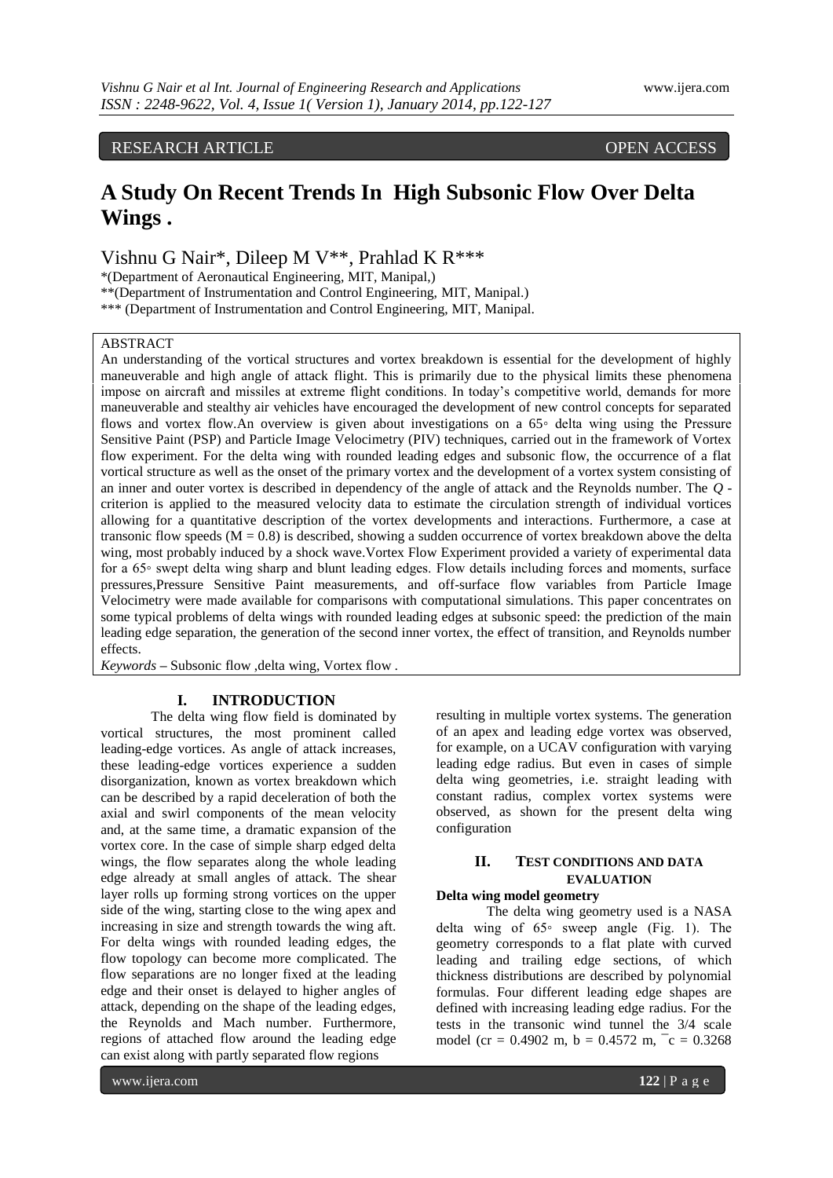RESEARCH ARTICLE OPEN ACCESS

# A Study On Recent Trends In High Subsonic Flow Over Delta Wings .

Vishnu G Nair*, Dileep M V**, Prahlad K R***

*(Department of Aeronautical Engineering, MIT, Manipal,)
**(Department of Instrumentation and Control Engineering, MIT, Manipal.)
*** (Department of Instrumentation and Control Engineering, MIT, Manipal.

## ABSTRACT

An understanding of the vortical structures and vortex breakdown is essential for the development of highly maneuverable and high angle of attack flight. This is primarily due to the physical limits these phenomena impose on aircraft and missiles at extreme flight conditions. In today's competitive world, demands for more maneuverable and stealthy air vehicles have encouraged the development of new control concepts for separated flows and vortex flow.An overview is given about investigations on a 65◦ delta wing using the Pressure Sensitive Paint (PSP) and Particle Image Velocimetry (PIV) techniques, carried out in the framework of Vortex flow experiment. For the delta wing with rounded leading edges and subsonic flow, the occurrence of a flat vortical structure as well as the onset of the primary vortex and the development of a vortex system consisting of an inner and outer vortex is described in dependency of the angle of attack and the Reynolds number. The *Q* -criterion is applied to the measured velocity data to estimate the circulation strength of individual vortices allowing for a quantitative description of the vortex developments and interactions. Furthermore, a case at transonic flow speeds ($M = 0.8$) is described, showing a sudden occurrence of vortex breakdown above the delta wing, most probably induced by a shock wave.Vortex Flow Experiment provided a variety of experimental data for a 65◦ swept delta wing sharp and blunt leading edges. Flow details including forces and moments, surface pressures,Pressure Sensitive Paint measurements, and off-surface flow variables from Particle Image Velocimetry were made available for comparisons with computational simulations. This paper concentrates on some typical problems of delta wings with rounded leading edges at subsonic speed: the prediction of the main leading edge separation, the generation of the second inner vortex, the effect of transition, and Reynolds number effects.

*Keywords* **–** Subsonic flow ,delta wing, Vortex flow .

## I. INTRODUCTION

The delta wing flow field is dominated by vortical structures, the most prominent called leading-edge vortices. As angle of attack increases, these leading-edge vortices experience a sudden disorganization, known as vortex breakdown which can be described by a rapid deceleration of both the axial and swirl components of the mean velocity and, at the same time, a dramatic expansion of the vortex core. In the case of simple sharp edged delta wings, the flow separates along the whole leading edge already at small angles of attack. The shear layer rolls up forming strong vortices on the upper side of the wing, starting close to the wing apex and increasing in size and strength towards the wing aft. For delta wings with rounded leading edges, the flow topology can become more complicated. The flow separations are no longer fixed at the leading edge and their onset is delayed to higher angles of attack, depending on the shape of the leading edges, the Reynolds and Mach number. Furthermore, regions of attached flow around the leading edge can exist along with partly separated flow regions resulting in multiple vortex systems. The generation of an apex and leading edge vortex was observed, for example, on a UCAV configuration with varying leading edge radius. But even in cases of simple delta wing geometries, i.e. straight leading with constant radius, complex vortex systems were observed, as shown for the present delta wing configuration

## II. TEST CONDITIONS AND DATA EVALUATION

**Delta wing model geometry**

The delta wing geometry used is a NASA delta wing of 65◦ sweep angle (Fig. 1). The geometry corresponds to a flat plate with curved leading and trailing edge sections, of which thickness distributions are described by polynomial formulas. Four different leading edge shapes are defined with increasing leading edge radius. For the tests in the transonic wind tunnel the 3/4 scale model ($c_r = 0.4902$ m, $b = 0.4572$ m, $\bar{c} = 0.3268$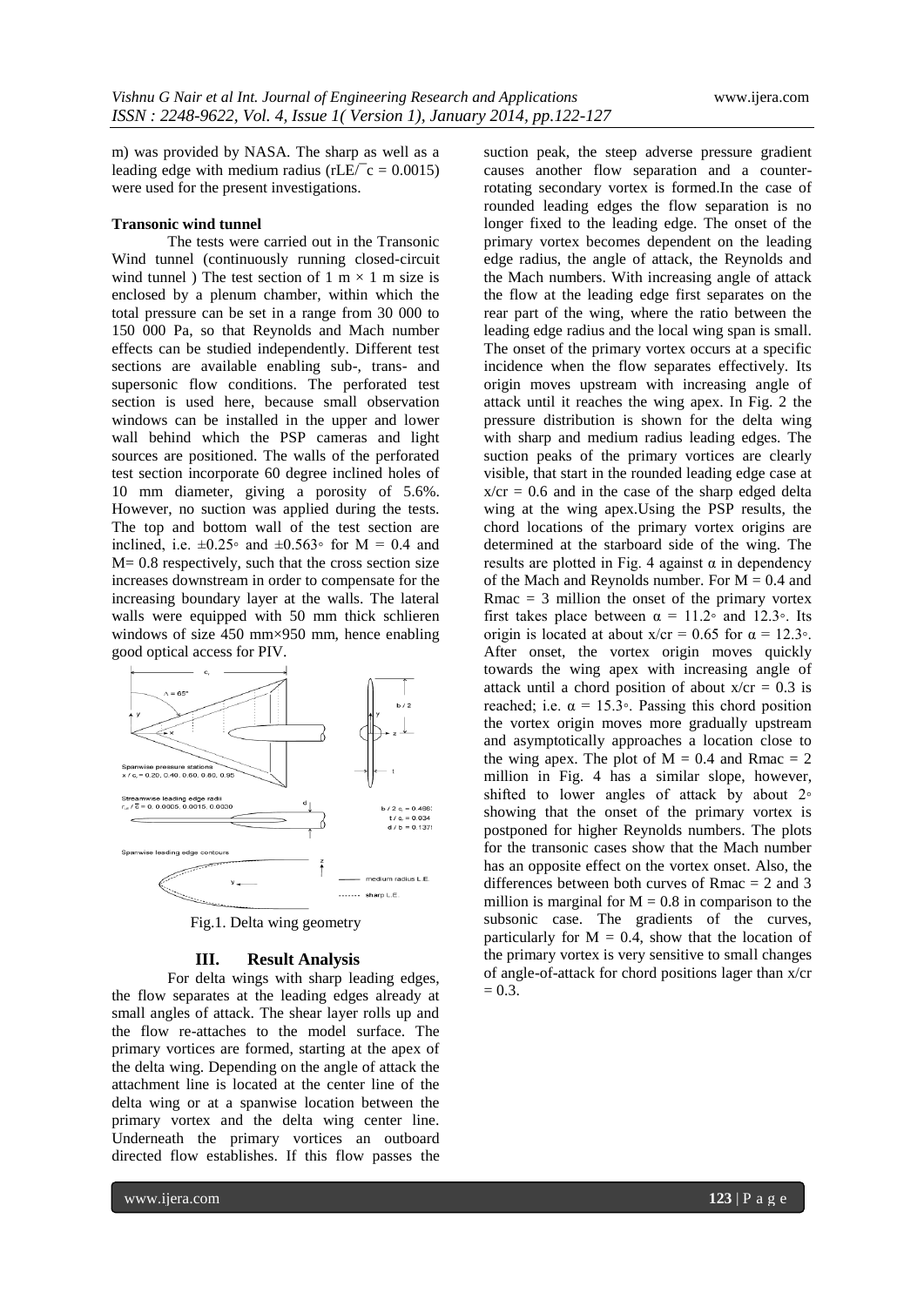m) was provided by NASA. The sharp as well as a leading edge with medium radius ($r_{LE}/\bar{c} = 0.0015$) were used for the present investigations.

**Transonic wind tunnel**

The tests were carried out in the Transonic Wind tunnel (continuously running closed-circuit wind tunnel ) The test section of 1 m × 1 m size is enclosed by a plenum chamber, within which the total pressure can be set in a range from 30 000 to 150 000 Pa, so that Reynolds and Mach number effects can be studied independently. Different test sections are available enabling sub-, trans- and supersonic flow conditions. The perforated test section is used here, because small observation windows can be installed in the upper and lower wall behind which the PSP cameras and light sources are positioned. The walls of the perforated test section incorporate 60 degree inclined holes of 10 mm diameter, giving a porosity of 5.6%. However, no suction was applied during the tests. The top and bottom wall of the test section are inclined, i.e. ±0.25◦ and ±0.563◦ for M = 0.4 and M= 0.8 respectively, such that the cross section size increases downstream in order to compensate for the increasing boundary layer at the walls. The lateral walls were equipped with 50 mm thick schlieren windows of size 450 mm×950 mm, hence enabling good optical access for PIV.

Fig.1. Delta wing geometry

## III. Result Analysis

For delta wings with sharp leading edges, the flow separates at the leading edges already at small angles of attack. The shear layer rolls up and the flow re-attaches to the model surface. The primary vortices are formed, starting at the apex of the delta wing. Depending on the angle of attack the attachment line is located at the center line of the delta wing or at a spanwise location between the primary vortex and the delta wing center line. Underneath the primary vortices an outboard directed flow establishes. If this flow passes the suction peak, the steep adverse pressure gradient causes another flow separation and a counter-rotating secondary vortex is formed.In the case of rounded leading edges the flow separation is no longer fixed to the leading edge. The onset of the primary vortex becomes dependent on the leading edge radius, the angle of attack, the Reynolds and the Mach numbers. With increasing angle of attack the flow at the leading edge first separates on the rear part of the wing, where the ratio between the leading edge radius and the local wing span is small. The onset of the primary vortex occurs at a specific incidence when the flow separates effectively. Its origin moves upstream with increasing angle of attack until it reaches the wing apex. In Fig. 2 the pressure distribution is shown for the delta wing with sharp and medium radius leading edges. The suction peaks of the primary vortices are clearly visible, that start in the rounded leading edge case at $x/c_r = 0.6$ and in the case of the sharp edged delta wing at the wing apex.Using the PSP results, the chord locations of the primary vortex origins are determined at the starboard side of the wing. The results are plotted in Fig. 4 against α in dependency of the Mach and Reynolds number. For M = 0.4 and $R_{mac}$ = 3 million the onset of the primary vortex first takes place between α = 11.2◦ and 12.3◦. Its origin is located at about $x/c_r = 0.65$ for α = 12.3◦. After onset, the vortex origin moves quickly towards the wing apex with increasing angle of attack until a chord position of about $x/c_r = 0.3$ is reached; i.e. α = 15.3◦. Passing this chord position the vortex origin moves more gradually upstream and asymptotically approaches a location close to the wing apex. The plot of M = 0.4 and $R_{mac}$ = 2 million in Fig. 4 has a similar slope, however, shifted to lower angles of attack by about 2◦ showing that the onset of the primary vortex is postponed for higher Reynolds numbers. The plots for the transonic cases show that the Mach number has an opposite effect on the vortex onset. Also, the differences between both curves of $R_{mac}$ = 2 and 3 million is marginal for M = 0.8 in comparison to the subsonic case. The gradients of the curves, particularly for M = 0.4, show that the location of the primary vortex is very sensitive to small changes of angle-of-attack for chord positions lager than $x/c_r$ = 0.3.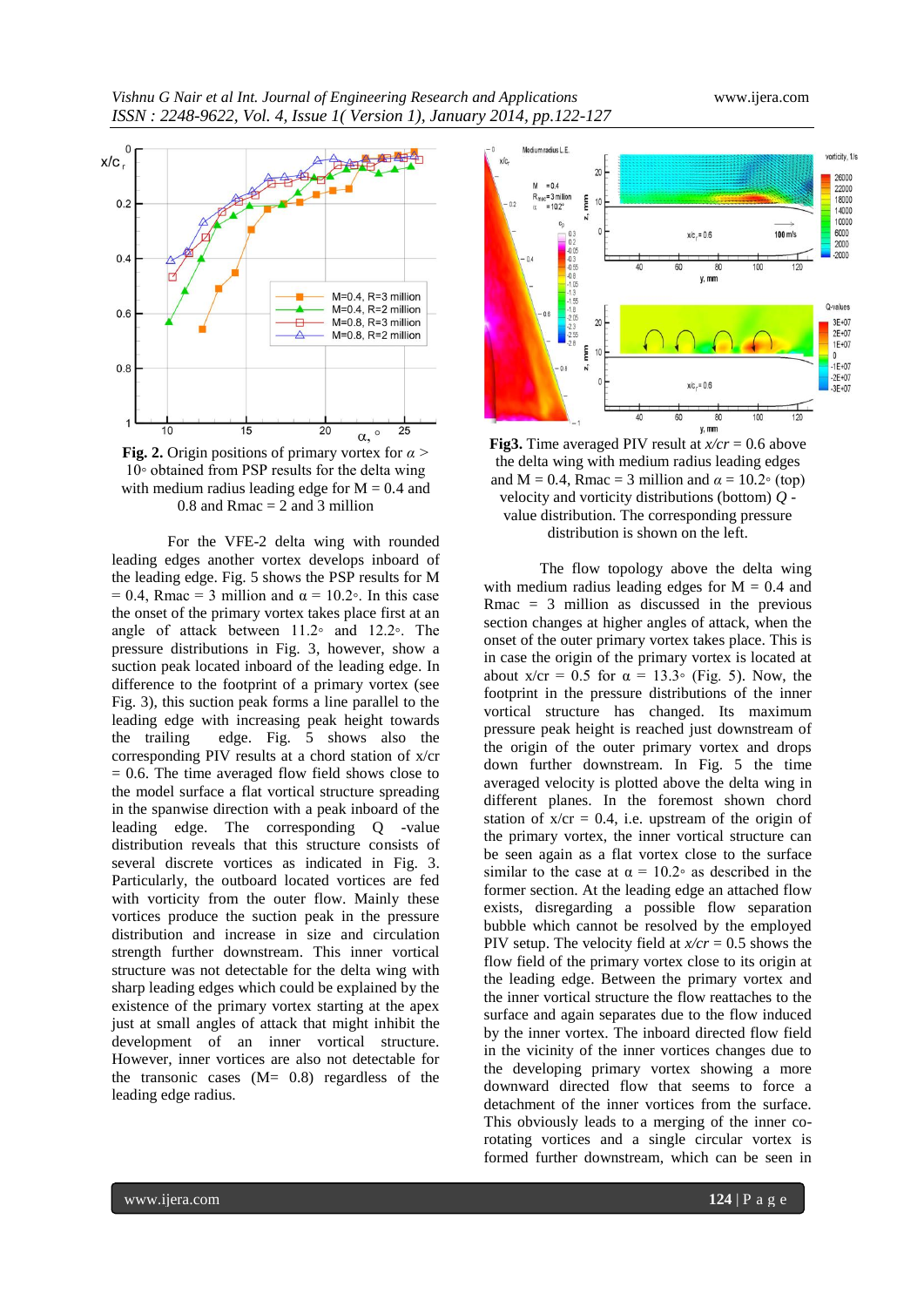**Fig. 2.** Origin positions of primary vortex for $\alpha$ > 10◦ obtained from PSP results for the delta wing with medium radius leading edge for M = 0.4 and 0.8 and Rmac = 2 and 3 million

**Fig3.** Time averaged PIV result at $x/cr$ = 0.6 above the delta wing with medium radius leading edges and M = 0.4, Rmac = 3 million and $\alpha$ = 10.2◦ (top) velocity and vorticity distributions (bottom) $Q$ - value distribution. The corresponding pressure distribution is shown on the left.

For the VFE-2 delta wing with rounded leading edges another vortex develops inboard of the leading edge. Fig. 5 shows the PSP results for M = 0.4, Rmac = 3 million and α = 10.2◦. In this case the onset of the primary vortex takes place first at an angle of attack between 11.2◦ and 12.2◦. The pressure distributions in Fig. 3, however, show a suction peak located inboard of the leading edge. In difference to the footprint of a primary vortex (see Fig. 3), this suction peak forms a line parallel to the leading edge with increasing peak height towards the trailing edge. Fig. 5 shows also the corresponding PIV results at a chord station of x/cr = 0.6. The time averaged flow field shows close to the model surface a flat vortical structure spreading in the spanwise direction with a peak inboard of the leading edge. The corresponding Q -value distribution reveals that this structure consists of several discrete vortices as indicated in Fig. 3. Particularly, the outboard located vortices are fed with vorticity from the outer flow. Mainly these vortices produce the suction peak in the pressure distribution and increase in size and circulation strength further downstream. This inner vortical structure was not detectable for the delta wing with sharp leading edges which could be explained by the existence of the primary vortex starting at the apex just at small angles of attack that might inhibit the development of an inner vortical structure. However, inner vortices are also not detectable for the transonic cases (M= 0.8) regardless of the leading edge radius.

The flow topology above the delta wing with medium radius leading edges for M = 0.4 and Rmac = 3 million as discussed in the previous section changes at higher angles of attack, when the onset of the outer primary vortex takes place. This is in case the origin of the primary vortex is located at about x/cr = 0.5 for α = 13.3◦ (Fig. 5). Now, the footprint in the pressure distributions of the inner vortical structure has changed. Its maximum pressure peak height is reached just downstream of the origin of the outer primary vortex and drops down further downstream. In Fig. 5 the time averaged velocity is plotted above the delta wing in different planes. In the foremost shown chord station of x/cr = 0.4, i.e. upstream of the origin of the primary vortex, the inner vortical structure can be seen again as a flat vortex close to the surface similar to the case at α = 10.2◦ as described in the former section. At the leading edge an attached flow exists, disregarding a possible flow separation bubble which cannot be resolved by the employed PIV setup. The velocity field at $x/cr$ = 0.5 shows the flow field of the primary vortex close to its origin at the leading edge. Between the primary vortex and the inner vortical structure the flow reattaches to the surface and again separates due to the flow induced by the inner vortex. The inboard directed flow field in the vicinity of the inner vortices changes due to the developing primary vortex showing a more downward directed flow that seems to force a detachment of the inner vortices from the surface. This obviously leads to a merging of the inner co-rotating vortices and a single circular vortex is formed further downstream, which can be seen in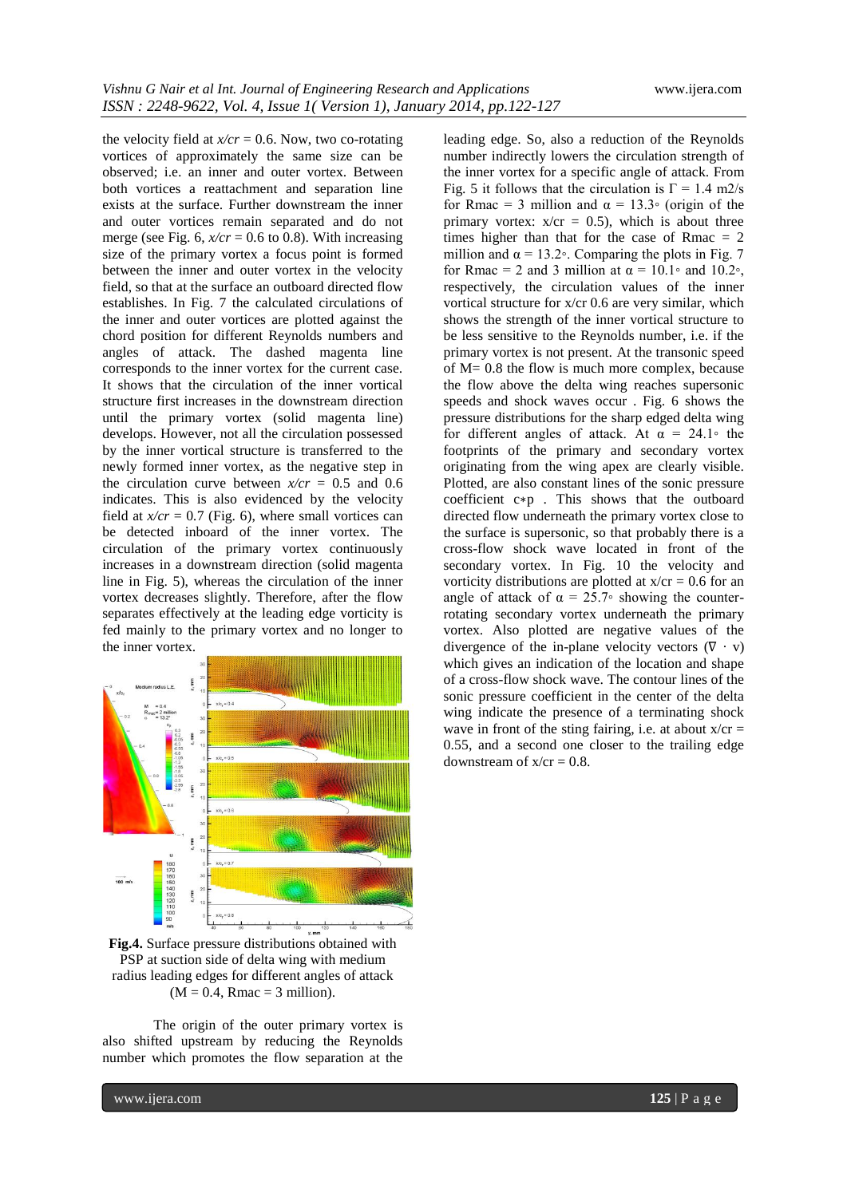the velocity field at $x/cr = 0.6$. Now, two co-rotating vortices of approximately the same size can be observed; i.e. an inner and outer vortex. Between both vortices a reattachment and separation line exists at the surface. Further downstream the inner and outer vortices remain separated and do not merge (see Fig. 6, $x/cr = 0.6$ to 0.8). With increasing size of the primary vortex a focus point is formed between the inner and outer vortex in the velocity field, so that at the surface an outboard directed flow establishes. In Fig. 7 the calculated circulations of the inner and outer vortices are plotted against the chord position for different Reynolds numbers and angles of attack. The dashed magenta line corresponds to the inner vortex for the current case. It shows that the circulation of the inner vortical structure first increases in the downstream direction until the primary vortex (solid magenta line) develops. However, not all the circulation possessed by the inner vortical structure is transferred to the newly formed inner vortex, as the negative step in the circulation curve between $x/cr = 0.5$ and 0.6 indicates. This is also evidenced by the velocity field at $x/cr = 0.7$ (Fig. 6), where small vortices can be detected inboard of the inner vortex. The circulation of the primary vortex continuously increases in a downstream direction (solid magenta line in Fig. 5), whereas the circulation of the inner vortex decreases slightly. Therefore, after the flow separates effectively at the leading edge vorticity is fed mainly to the primary vortex and no longer to the inner vortex.

**Fig.4.** Surface pressure distributions obtained with PSP at suction side of delta wing with medium radius leading edges for different angles of attack ($M = 0.4$, Rmac = 3 million).

The origin of the outer primary vortex is also shifted upstream by reducing the Reynolds number which promotes the flow separation at the leading edge. So, also a reduction of the Reynolds number indirectly lowers the circulation strength of the inner vortex for a specific angle of attack. From Fig. 5 it follows that the circulation is $\Gamma = 1.4$ m2/s for Rmac = 3 million and $\alpha = 13.3°$ (origin of the primary vortex: $x/cr = 0.5$), which is about three times higher than that for the case of Rmac = 2 million and $\alpha = 13.2°$. Comparing the plots in Fig. 7 for Rmac = 2 and 3 million at $\alpha = 10.1°$ and $10.2°$, respectively, the circulation values of the inner vortical structure for x/cr 0.6 are very similar, which shows the strength of the inner vortical structure to be less sensitive to the Reynolds number, i.e. if the primary vortex is not present. At the transonic speed of M= 0.8 the flow is much more complex, because the flow above the delta wing reaches supersonic speeds and shock waves occur . Fig. 6 shows the pressure distributions for the sharp edged delta wing for different angles of attack. At $\alpha = 24.1°$ the footprints of the primary and secondary vortex originating from the wing apex are clearly visible. Plotted, are also constant lines of the sonic pressure coefficient $c*p$ . This shows that the outboard directed flow underneath the primary vortex close to the surface is supersonic, so that probably there is a cross-flow shock wave located in front of the secondary vortex. In Fig. 10 the velocity and vorticity distributions are plotted at x/cr = 0.6 for an angle of attack of $\alpha = 25.7°$ showing the counter-rotating secondary vortex underneath the primary vortex. Also plotted are negative values of the divergence of the in-plane velocity vectors ($\nabla \cdot v$) which gives an indication of the location and shape of a cross-flow shock wave. The contour lines of the sonic pressure coefficient in the center of the delta wing indicate the presence of a terminating shock wave in front of the sting fairing, i.e. at about x/cr = 0.55, and a second one closer to the trailing edge downstream of x/cr = 0.8.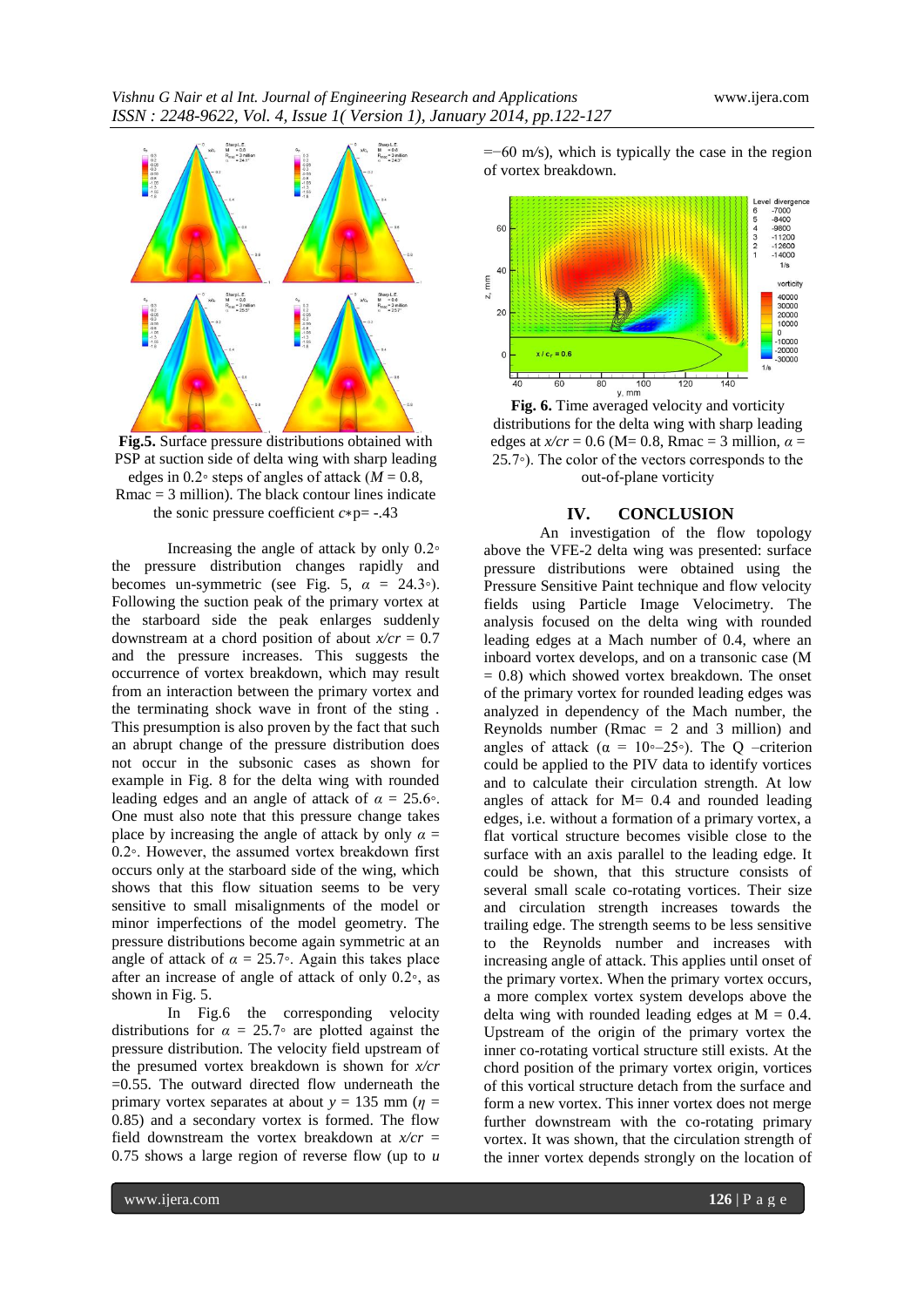**Fig.5.** Surface pressure distributions obtained with PSP at suction side of delta wing with sharp leading edges in 0.2◦ steps of angles of attack ($M = 0.8$, Rmac = 3 million). The black contour lines indicate the sonic pressure coefficient $c_p^* = -.43$

Increasing the angle of attack by only 0.2◦ the pressure distribution changes rapidly and becomes un-symmetric (see Fig. 5, $\alpha$ = 24.3◦). Following the suction peak of the primary vortex at the starboard side the peak enlarges suddenly downstream at a chord position of about $x/cr = 0.7$ and the pressure increases. This suggests the occurrence of vortex breakdown, which may result from an interaction between the primary vortex and the terminating shock wave in front of the sting . This presumption is also proven by the fact that such an abrupt change of the pressure distribution does not occur in the subsonic cases as shown for example in Fig. 8 for the delta wing with rounded leading edges and an angle of attack of $\alpha$ = 25.6◦. One must also note that this pressure change takes place by increasing the angle of attack by only $\alpha$ = 0.2◦. However, the assumed vortex breakdown first occurs only at the starboard side of the wing, which shows that this flow situation seems to be very sensitive to small misalignments of the model or minor imperfections of the model geometry. The pressure distributions become again symmetric at an angle of attack of $\alpha$ = 25.7◦. Again this takes place after an increase of angle of attack of only 0.2◦, as shown in Fig. 5.

In Fig.6 the corresponding velocity distributions for $\alpha$ = 25.7◦ are plotted against the pressure distribution. The velocity field upstream of the presumed vortex breakdown is shown for $x/cr$ =0.55. The outward directed flow underneath the primary vortex separates at about $y$ = 135 mm ($\eta$ = 0.85) and a secondary vortex is formed. The flow field downstream the vortex breakdown at $x/cr$ = 0.75 shows a large region of reverse flow (up to $u$ =−60 m/s), which is typically the case in the region of vortex breakdown.

**Fig. 6.** Time averaged velocity and vorticity distributions for the delta wing with sharp leading edges at $x/cr = 0.6$ (M= 0.8, Rmac = 3 million, $\alpha$ = 25.7◦). The color of the vectors corresponds to the out-of-plane vorticity

## IV. CONCLUSION

An investigation of the flow topology above the VFE-2 delta wing was presented: surface pressure distributions were obtained using the Pressure Sensitive Paint technique and flow velocity fields using Particle Image Velocimetry. The analysis focused on the delta wing with rounded leading edges at a Mach number of 0.4, where an inboard vortex develops, and on a transonic case (M = 0.8) which showed vortex breakdown. The onset of the primary vortex for rounded leading edges was analyzed in dependency of the Mach number, the Reynolds number (Rmac = 2 and 3 million) and angles of attack ($\alpha$ = 10◦–25◦). The Q –criterion could be applied to the PIV data to identify vortices and to calculate their circulation strength. At low angles of attack for M= 0.4 and rounded leading edges, i.e. without a formation of a primary vortex, a flat vortical structure becomes visible close to the surface with an axis parallel to the leading edge. It could be shown, that this structure consists of several small scale co-rotating vortices. Their size and circulation strength increases towards the trailing edge. The strength seems to be less sensitive to the Reynolds number and increases with increasing angle of attack. This applies until onset of the primary vortex. When the primary vortex occurs, a more complex vortex system develops above the delta wing with rounded leading edges at M = 0.4. Upstream of the origin of the primary vortex the inner co-rotating vortical structure still exists. At the chord position of the primary vortex origin, vortices of this vortical structure detach from the surface and form a new vortex. This inner vortex does not merge further downstream with the co-rotating primary vortex. It was shown, that the circulation strength of the inner vortex depends strongly on the location of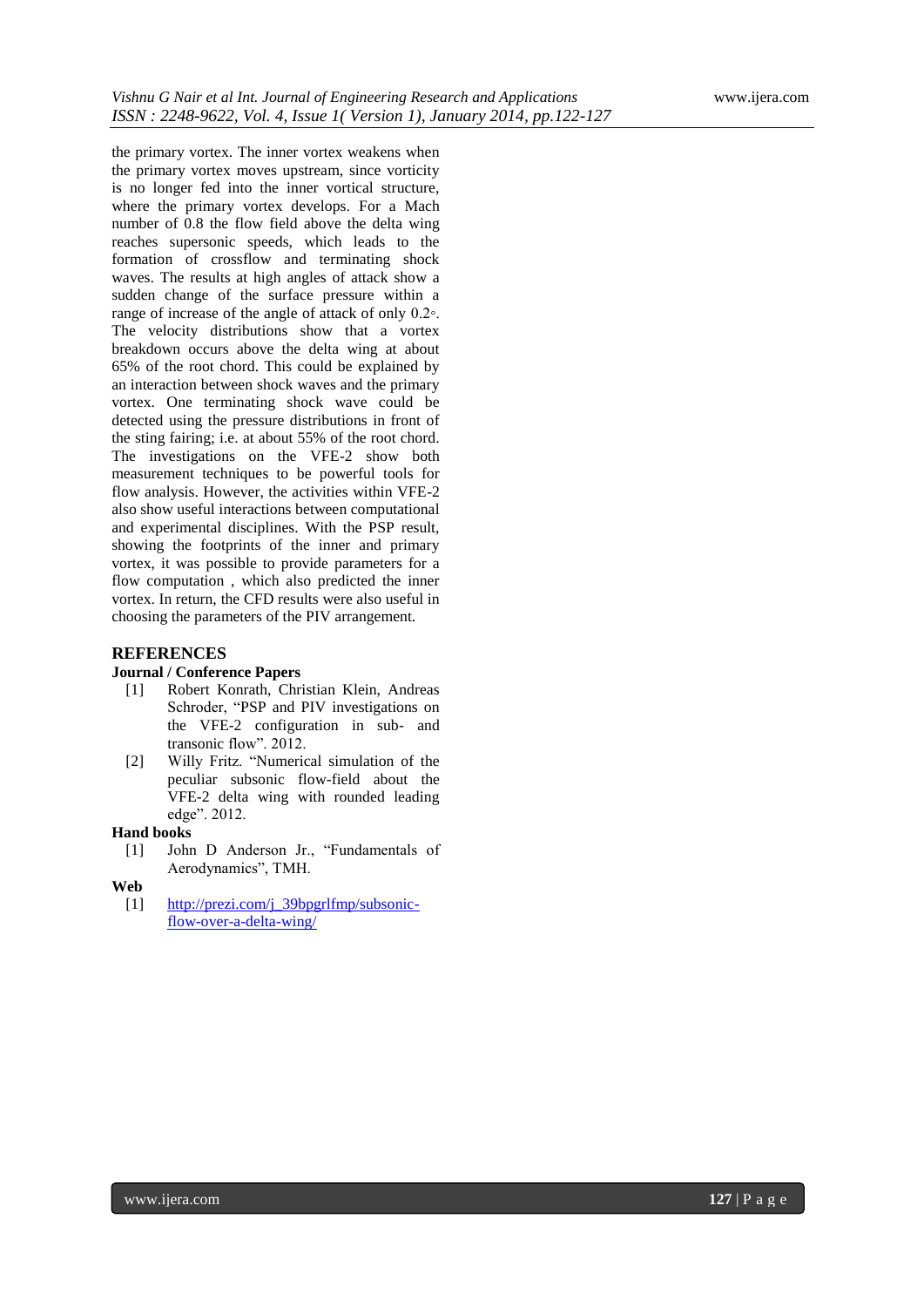the primary vortex. The inner vortex weakens when the primary vortex moves upstream, since vorticity is no longer fed into the inner vortical structure, where the primary vortex develops. For a Mach number of 0.8 the flow field above the delta wing reaches supersonic speeds, which leads to the formation of crossflow and terminating shock waves. The results at high angles of attack show a sudden change of the surface pressure within a range of increase of the angle of attack of only 0.2◦. The velocity distributions show that a vortex breakdown occurs above the delta wing at about 65% of the root chord. This could be explained by an interaction between shock waves and the primary vortex. One terminating shock wave could be detected using the pressure distributions in front of the sting fairing; i.e. at about 55% of the root chord. The investigations on the VFE-2 show both measurement techniques to be powerful tools for flow analysis. However, the activities within VFE-2 also show useful interactions between computational and experimental disciplines. With the PSP result, showing the footprints of the inner and primary vortex, it was possible to provide parameters for a flow computation , which also predicted the inner vortex. In return, the CFD results were also useful in choosing the parameters of the PIV arrangement.

## REFERENCES

**Journal / Conference Papers**

[1] Robert Konrath, Christian Klein, Andreas Schroder, "PSP and PIV investigations on the VFE-2 configuration in sub- and transonic flow". 2012.

[2] Willy Fritz. "Numerical simulation of the peculiar subsonic flow-field about the VFE-2 delta wing with rounded leading edge". 2012.

**Hand books**

[1] John D Anderson Jr., "Fundamentals of Aerodynamics", TMH.

**Web**

[1] http://prezi.com/j_39bpgrlfmp/subsonic-flow-over-a-delta-wing/